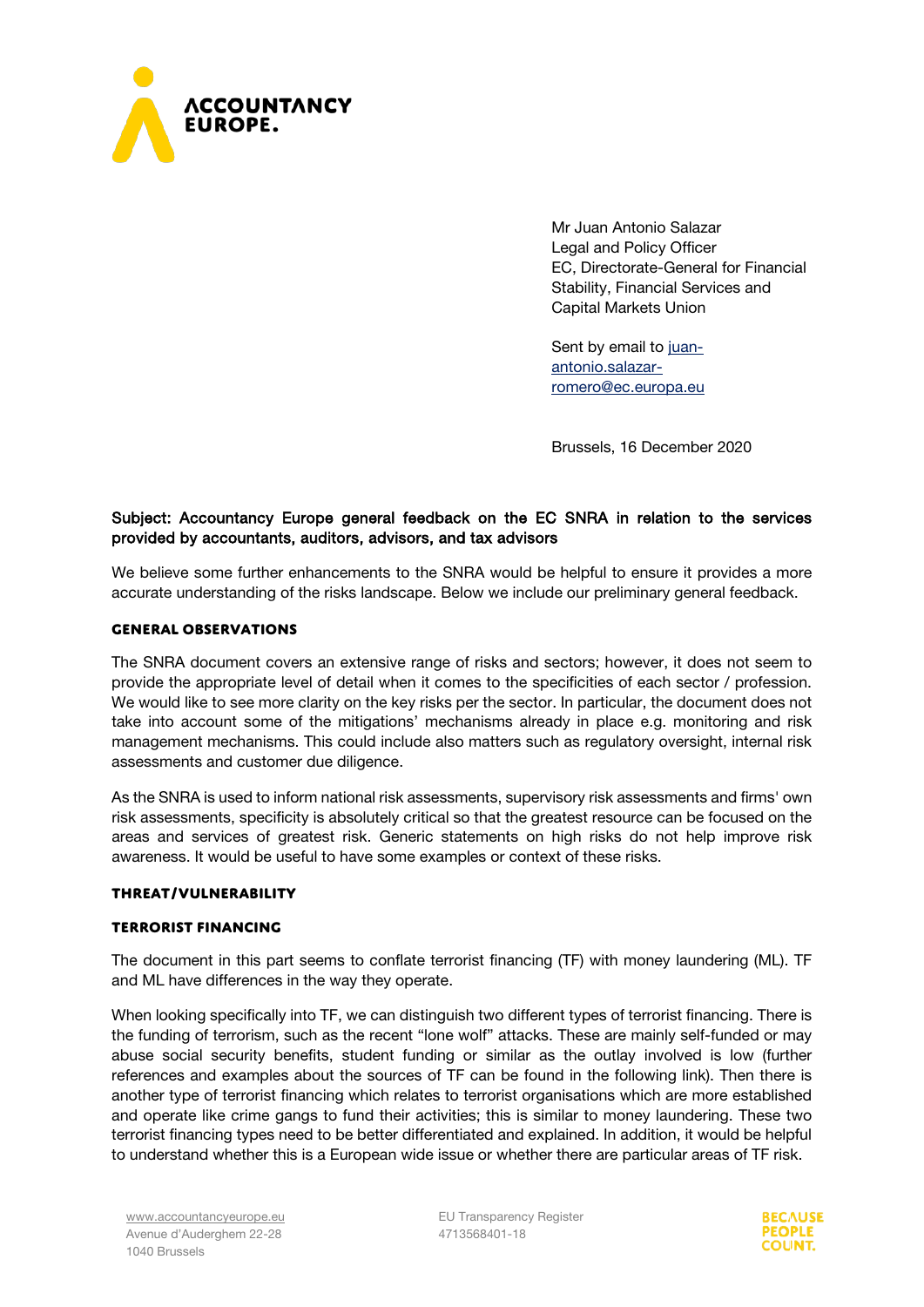Mr Juan Antonio Salazar
Legal and Policy Officer
EC, Directorate-General for Financial Stability, Financial Services and Capital Markets Union

Sent by email to juan-antonio.salazar-romero@ec.europa.eu

Brussels, 16 December 2020

**Subject: Accountancy Europe general feedback on the EC SNRA in relation to the services provided by accountants, auditors, advisors, and tax advisors**

We believe some further enhancements to the SNRA would be helpful to ensure it provides a more accurate understanding of the risks landscape. Below we include our preliminary general feedback.

## GENERAL OBSERVATIONS

The SNRA document covers an extensive range of risks and sectors; however, it does not seem to provide the appropriate level of detail when it comes to the specificities of each sector / profession. We would like to see more clarity on the key risks per the sector. In particular, the document does not take into account some of the mitigations' mechanisms already in place e.g. monitoring and risk management mechanisms. This could include also matters such as regulatory oversight, internal risk assessments and customer due diligence.

As the SNRA is used to inform national risk assessments, supervisory risk assessments and firms' own risk assessments, specificity is absolutely critical so that the greatest resource can be focused on the areas and services of greatest risk. Generic statements on high risks do not help improve risk awareness. It would be useful to have some examples or context of these risks.

## THREAT/VULNERABILITY

### TERRORIST FINANCING

The document in this part seems to conflate terrorist financing (TF) with money laundering (ML). TF and ML have differences in the way they operate.

When looking specifically into TF, we can distinguish two different types of terrorist financing. There is the funding of terrorism, such as the recent "lone wolf" attacks. These are mainly self-funded or may abuse social security benefits, student funding or similar as the outlay involved is low (further references and examples about the sources of TF can be found in the following link). Then there is another type of terrorist financing which relates to terrorist organisations which are more established and operate like crime gangs to fund their activities; this is similar to money laundering. These two terrorist financing types need to be better differentiated and explained. In addition, it would be helpful to understand whether this is a European wide issue or whether there are particular areas of TF risk.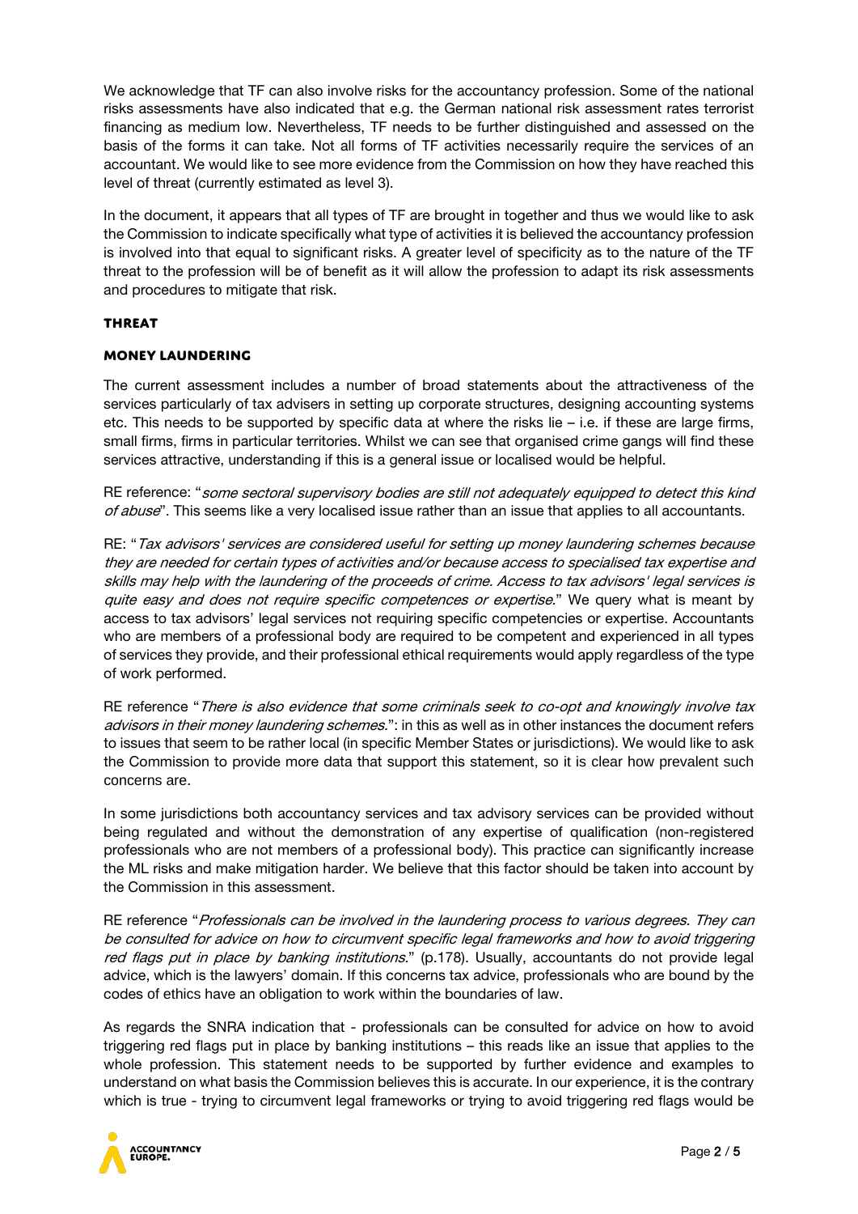We acknowledge that TF can also involve risks for the accountancy profession. Some of the national risks assessments have also indicated that e.g. the German national risk assessment rates terrorist financing as medium low. Nevertheless, TF needs to be further distinguished and assessed on the basis of the forms it can take. Not all forms of TF activities necessarily require the services of an accountant. We would like to see more evidence from the Commission on how they have reached this level of threat (currently estimated as level 3).

In the document, it appears that all types of TF are brought in together and thus we would like to ask the Commission to indicate specifically what type of activities it is believed the accountancy profession is involved into that equal to significant risks. A greater level of specificity as to the nature of the TF threat to the profession will be of benefit as it will allow the profession to adapt its risk assessments and procedures to mitigate that risk.

### THREAT

### MONEY LAUNDERING

The current assessment includes a number of broad statements about the attractiveness of the services particularly of tax advisers in setting up corporate structures, designing accounting systems etc. This needs to be supported by specific data at where the risks lie – i.e. if these are large firms, small firms, firms in particular territories. Whilst we can see that organised crime gangs will find these services attractive, understanding if this is a general issue or localised would be helpful.

RE reference: "*some sectoral supervisory bodies are still not adequately equipped to detect this kind of abuse*". This seems like a very localised issue rather than an issue that applies to all accountants.

RE: "*Tax advisors' services are considered useful for setting up money laundering schemes because they are needed for certain types of activities and/or because access to specialised tax expertise and skills may help with the laundering of the proceeds of crime. Access to tax advisors' legal services is quite easy and does not require specific competences or expertise.*" We query what is meant by access to tax advisors' legal services not requiring specific competencies or expertise. Accountants who are members of a professional body are required to be competent and experienced in all types of services they provide, and their professional ethical requirements would apply regardless of the type of work performed.

RE reference "*There is also evidence that some criminals seek to co-opt and knowingly involve tax advisors in their money laundering schemes.*": in this as well as in other instances the document refers to issues that seem to be rather local (in specific Member States or jurisdictions). We would like to ask the Commission to provide more data that support this statement, so it is clear how prevalent such concerns are.

In some jurisdictions both accountancy services and tax advisory services can be provided without being regulated and without the demonstration of any expertise of qualification (non-registered professionals who are not members of a professional body). This practice can significantly increase the ML risks and make mitigation harder. We believe that this factor should be taken into account by the Commission in this assessment.

RE reference "*Professionals can be involved in the laundering process to various degrees. They can be consulted for advice on how to circumvent specific legal frameworks and how to avoid triggering red flags put in place by banking institutions.*" (p.178). Usually, accountants do not provide legal advice, which is the lawyers' domain. If this concerns tax advice, professionals who are bound by the codes of ethics have an obligation to work within the boundaries of law.

As regards the SNRA indication that - professionals can be consulted for advice on how to avoid triggering red flags put in place by banking institutions – this reads like an issue that applies to the whole profession. This statement needs to be supported by further evidence and examples to understand on what basis the Commission believes this is accurate. In our experience, it is the contrary which is true - trying to circumvent legal frameworks or trying to avoid triggering red flags would be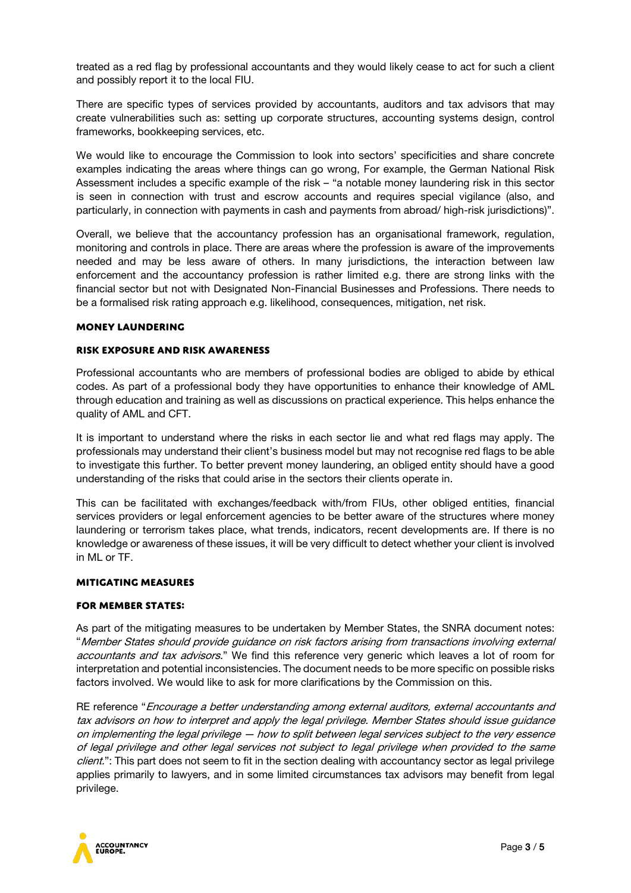treated as a red flag by professional accountants and they would likely cease to act for such a client and possibly report it to the local FIU.

There are specific types of services provided by accountants, auditors and tax advisors that may create vulnerabilities such as: setting up corporate structures, accounting systems design, control frameworks, bookkeeping services, etc.

We would like to encourage the Commission to look into sectors' specificities and share concrete examples indicating the areas where things can go wrong, For example, the German National Risk Assessment includes a specific example of the risk – "a notable money laundering risk in this sector is seen in connection with trust and escrow accounts and requires special vigilance (also, and particularly, in connection with payments in cash and payments from abroad/ high-risk jurisdictions)".

Overall, we believe that the accountancy profession has an organisational framework, regulation, monitoring and controls in place. There are areas where the profession is aware of the improvements needed and may be less aware of others. In many jurisdictions, the interaction between law enforcement and the accountancy profession is rather limited e.g. there are strong links with the financial sector but not with Designated Non-Financial Businesses and Professions. There needs to be a formalised risk rating approach e.g. likelihood, consequences, mitigation, net risk.

## MONEY LAUNDERING

### RISK EXPOSURE AND RISK AWARENESS

Professional accountants who are members of professional bodies are obliged to abide by ethical codes. As part of a professional body they have opportunities to enhance their knowledge of AML through education and training as well as discussions on practical experience. This helps enhance the quality of AML and CFT.

It is important to understand where the risks in each sector lie and what red flags may apply. The professionals may understand their client's business model but may not recognise red flags to be able to investigate this further. To better prevent money laundering, an obliged entity should have a good understanding of the risks that could arise in the sectors their clients operate in.

This can be facilitated with exchanges/feedback with/from FIUs, other obliged entities, financial services providers or legal enforcement agencies to be better aware of the structures where money laundering or terrorism takes place, what trends, indicators, recent developments are. If there is no knowledge or awareness of these issues, it will be very difficult to detect whether your client is involved in ML or TF.

### MITIGATING MEASURES

#### FOR MEMBER STATES:

As part of the mitigating measures to be undertaken by Member States, the SNRA document notes: "*Member States should provide guidance on risk factors arising from transactions involving external accountants and tax advisors.*" We find this reference very generic which leaves a lot of room for interpretation and potential inconsistencies. The document needs to be more specific on possible risks factors involved. We would like to ask for more clarifications by the Commission on this.

RE reference "*Encourage a better understanding among external auditors, external accountants and tax advisors on how to interpret and apply the legal privilege. Member States should issue guidance on implementing the legal privilege — how to split between legal services subject to the very essence of legal privilege and other legal services not subject to legal privilege when provided to the same client.*": This part does not seem to fit in the section dealing with accountancy sector as legal privilege applies primarily to lawyers, and in some limited circumstances tax advisors may benefit from legal privilege.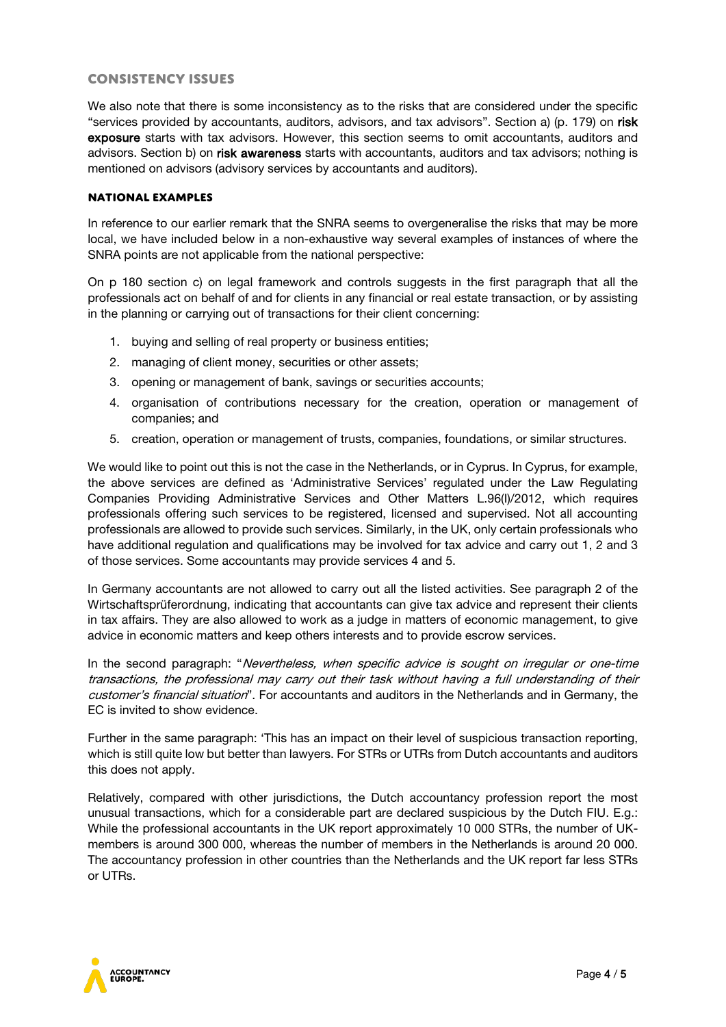## CONSISTENCY ISSUES

We also note that there is some inconsistency as to the risks that are considered under the specific "services provided by accountants, auditors, advisors, and tax advisors". Section a) (p. 179) on **risk exposure** starts with tax advisors. However, this section seems to omit accountants, auditors and advisors. Section b) on **risk awareness** starts with accountants, auditors and tax advisors; nothing is mentioned on advisors (advisory services by accountants and auditors).

### NATIONAL EXAMPLES

In reference to our earlier remark that the SNRA seems to overgeneralise the risks that may be more local, we have included below in a non-exhaustive way several examples of instances of where the SNRA points are not applicable from the national perspective:

On p 180 section c) on legal framework and controls suggests in the first paragraph that all the professionals act on behalf of and for clients in any financial or real estate transaction, or by assisting in the planning or carrying out of transactions for their client concerning:

1. buying and selling of real property or business entities;
2. managing of client money, securities or other assets;
3. opening or management of bank, savings or securities accounts;
4. organisation of contributions necessary for the creation, operation or management of companies; and
5. creation, operation or management of trusts, companies, foundations, or similar structures.

We would like to point out this is not the case in the Netherlands, or in Cyprus. In Cyprus, for example, the above services are defined as 'Administrative Services' regulated under the Law Regulating Companies Providing Administrative Services and Other Matters L.96(I)/2012, which requires professionals offering such services to be registered, licensed and supervised. Not all accounting professionals are allowed to provide such services. Similarly, in the UK, only certain professionals who have additional regulation and qualifications may be involved for tax advice and carry out 1, 2 and 3 of those services. Some accountants may provide services 4 and 5.

In Germany accountants are not allowed to carry out all the listed activities. See paragraph 2 of the Wirtschaftsprüferordnung, indicating that accountants can give tax advice and represent their clients in tax affairs. They are also allowed to work as a judge in matters of economic management, to give advice in economic matters and keep others interests and to provide escrow services.

In the second paragraph: "*Nevertheless, when specific advice is sought on irregular or one-time transactions, the professional may carry out their task without having a full understanding of their customer's financial situation*". For accountants and auditors in the Netherlands and in Germany, the EC is invited to show evidence.

Further in the same paragraph: 'This has an impact on their level of suspicious transaction reporting, which is still quite low but better than lawyers. For STRs or UTRs from Dutch accountants and auditors this does not apply.

Relatively, compared with other jurisdictions, the Dutch accountancy profession report the most unusual transactions, which for a considerable part are declared suspicious by the Dutch FIU. E.g.: While the professional accountants in the UK report approximately 10 000 STRs, the number of UK-members is around 300 000, whereas the number of members in the Netherlands is around 20 000. The accountancy profession in other countries than the Netherlands and the UK report far less STRs or UTRs.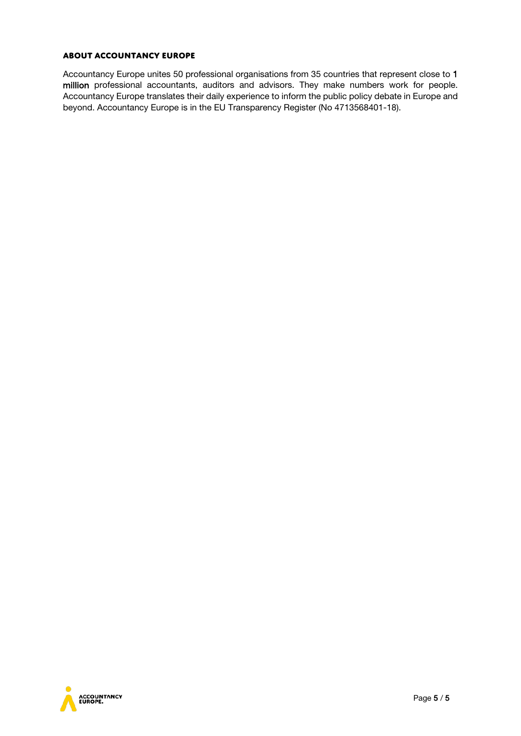## ABOUT ACCOUNTANCY EUROPE

Accountancy Europe unites 50 professional organisations from 35 countries that represent close to **1 million** professional accountants, auditors and advisors. They make numbers work for people. Accountancy Europe translates their daily experience to inform the public policy debate in Europe and beyond. Accountancy Europe is in the EU Transparency Register (No 4713568401-18).